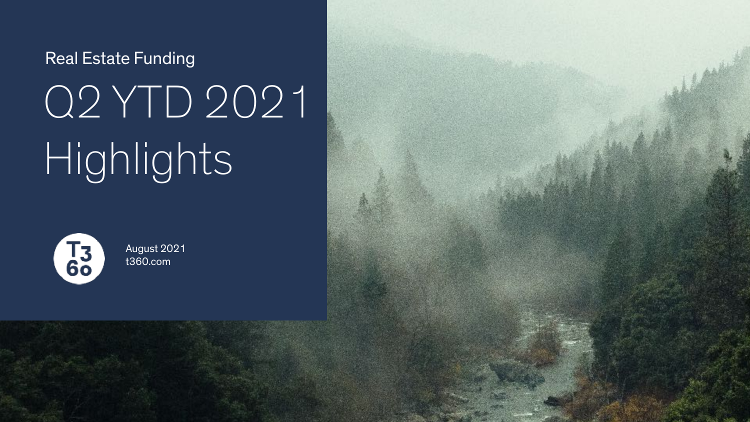Real Estate Funding

# Q2 YTD 2021 Highlights

T3 60

August 2021
t360.com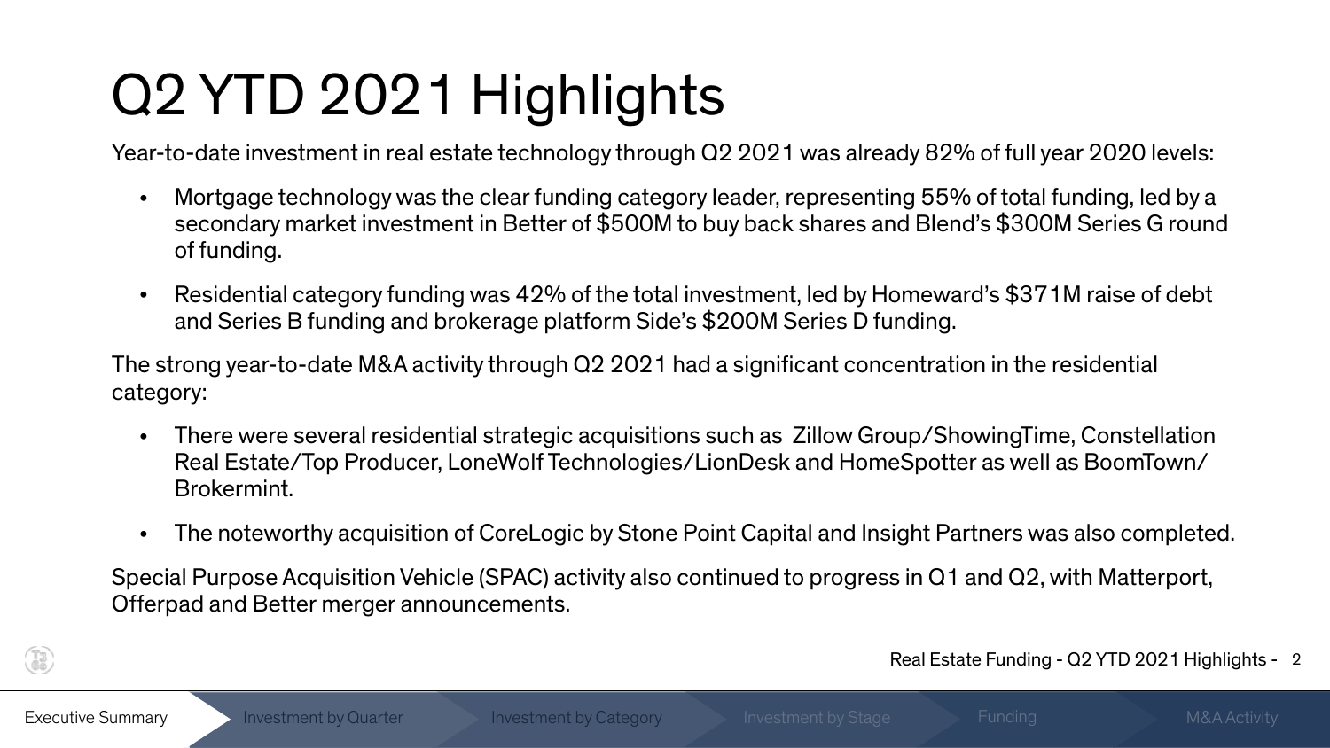# Q2 YTD 2021 Highlights

Year-to-date investment in real estate technology through Q2 2021 was already 82% of full year 2020 levels:

- Mortgage technology was the clear funding category leader, representing 55% of total funding, led by a secondary market investment in Better of $500M to buy back shares and Blend's $300M Series G round of funding.
- Residential category funding was 42% of the total investment, led by Homeward's $371M raise of debt and Series B funding and brokerage platform Side's $200M Series D funding.

The strong year-to-date M&A activity through Q2 2021 had a significant concentration in the residential category:

- There were several residential strategic acquisitions such as Zillow Group/ShowingTime, Constellation Real Estate/Top Producer, LoneWolf Technologies/LionDesk and HomeSpotter as well as BoomTown/Brokermint.
- The noteworthy acquisition of CoreLogic by Stone Point Capital and Insight Partners was also completed.

Special Purpose Acquisition Vehicle (SPAC) activity also continued to progress in Q1 and Q2, with Matterport, Offerpad and Better merger announcements.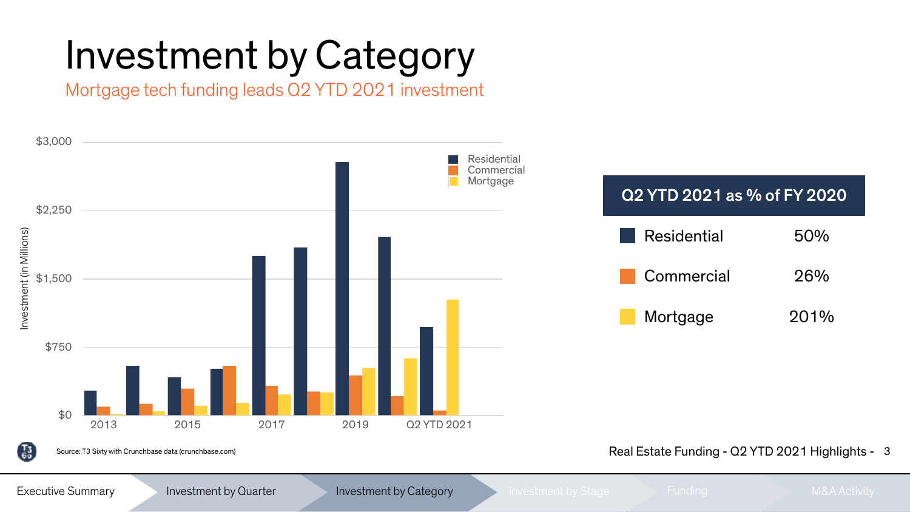# Investment by Category

## Mortgage tech funding leads Q2 YTD 2021 investment

Investment (in Millions)

$3,000
$2,250
$1,500
$750
$0

2013 | 2015 | 2017 | 2019 | Q2 YTD 2021

Residential
Commercial
Mortgage

| Q2 YTD 2021 as % of FY 2020 | |
|---|---|
| Residential | 50% |
| Commercial | 26% |
| Mortgage | 201% |

Source: T3 Sixty with Crunchbase data (crunchbase.com)

Real Estate Funding - Q2 YTD 2021 Highlights -

Executive Summary | Investment by Quarter | Investment by Category | Investment by Stage | Funding | M&A Activity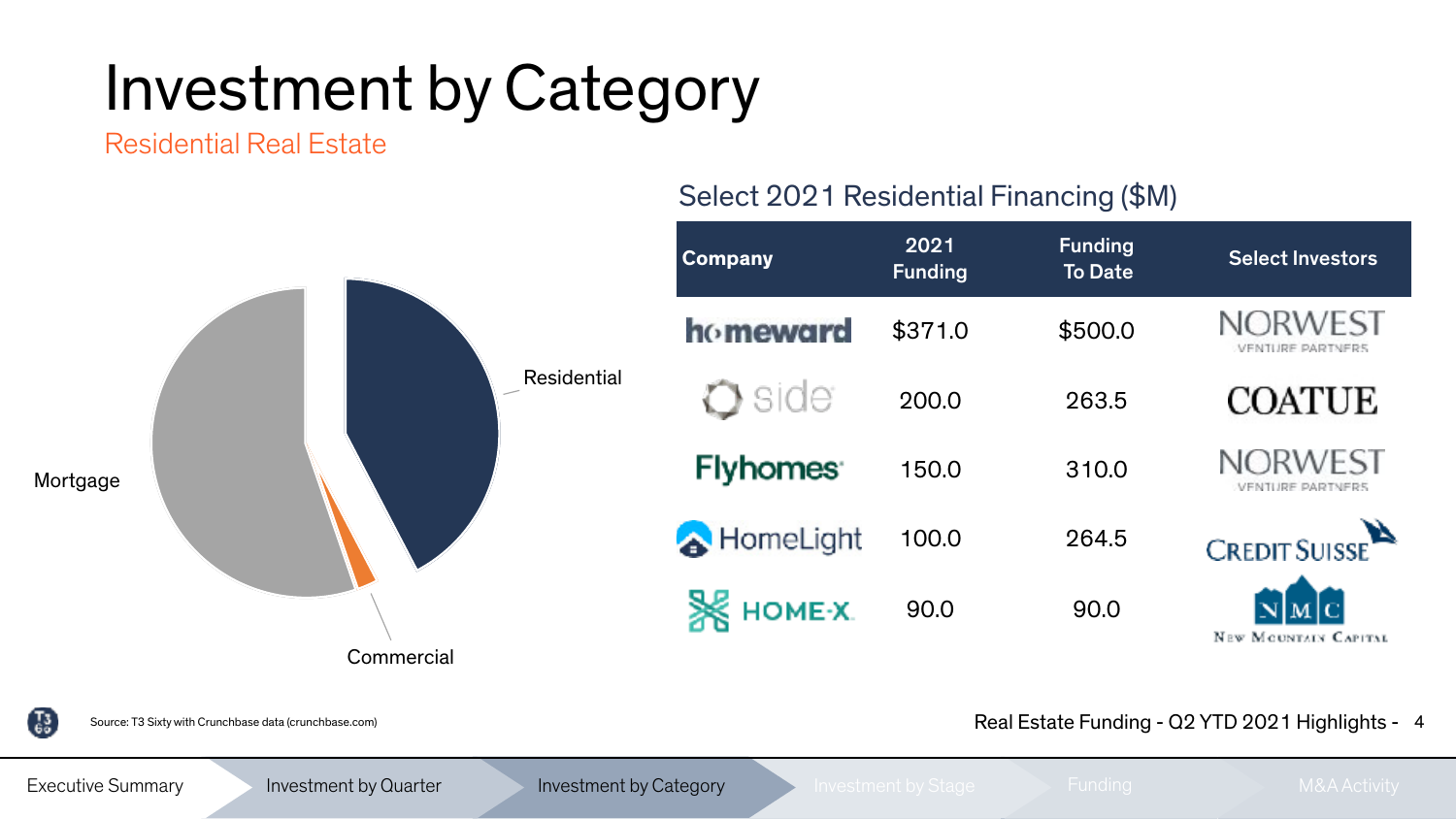# Investment by Category

## Residential Real Estate

Residential

Mortgage

Commercial

### Select 2021 Residential Financing ($M)

| Company | 2021 Funding | Funding To Date | Select Investors |
| --- | --- | --- | --- |
| homeward | $371.0 | $500.0 | NORWEST VENTURE PARTNERS |
| side | 200.0 | 263.5 | COATUE |
| Flyhomes | 150.0 | 310.0 | NORWEST VENTURE PARTNERS |
| HomeLight | 100.0 | 264.5 | CREDIT SUISSE |
| HOME-X | 90.0 | 90.0 | NMC New Mountain Capital |

Source: T3 Sixty with Crunchbase data (crunchbase.com)

Executive Summary | Investment by Quarter | Investment by Category | Investment by Stage | Funding | M&A Activity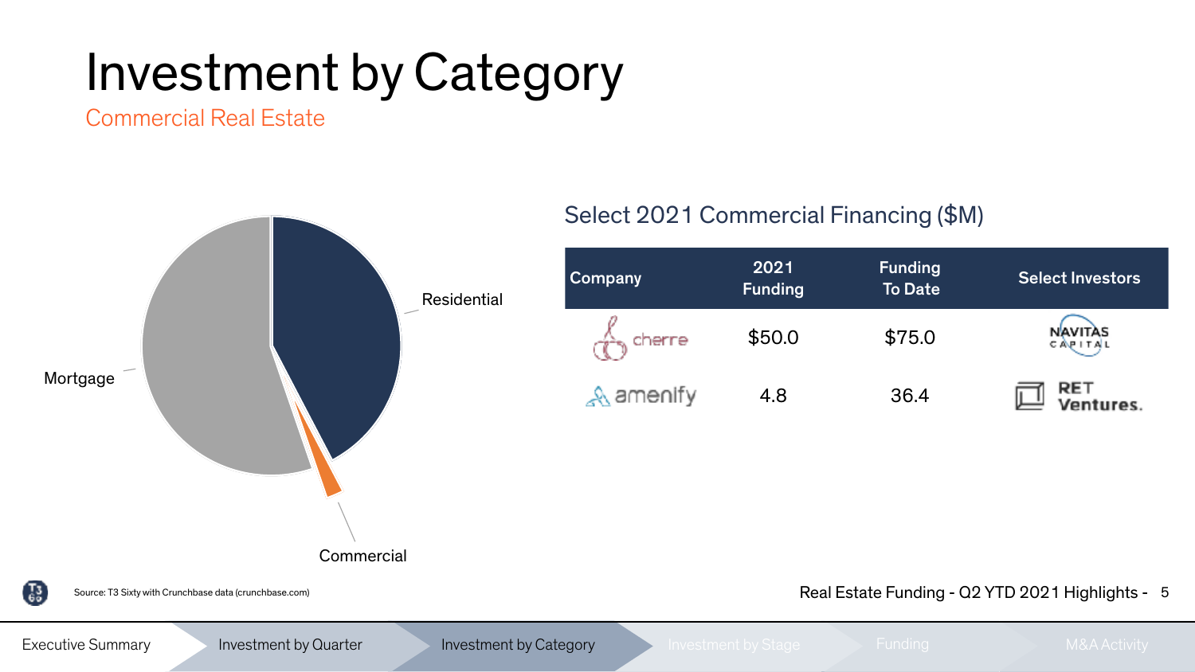# Investment by Category

## Commercial Real Estate

Residential

Mortgage

Commercial

### Select 2021 Commercial Financing ($M)

| Company | 2021 Funding | Funding To Date | Select Investors |
|---|---|---|---|
| cherre | $50.0 | $75.0 | NAVITAS CAPITAL |
| amenify | 4.8 | 36.4 | RET Ventures. |

Source: T3 Sixty with Crunchbase data (crunchbase.com)

Executive Summary | Investment by Quarter | Investment by Category | Investment by Stage | Funding | M&A Activity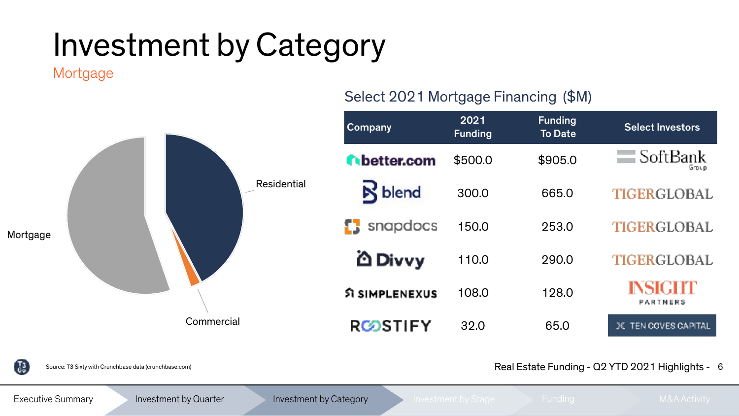# Investment by Category

## Mortgage

Mortgage

Residential

Commercial

### Select 2021 Mortgage Financing ($M)

| Company | 2021 Funding | Funding To Date | Select Investors |
|---|---|---|---|
| better.com | $500.0 | $905.0 | SoftBank Group |
| blend | 300.0 | 665.0 | TIGERGLOBAL |
| snapdocs | 150.0 | 253.0 | TIGERGLOBAL |
| Divvy | 110.0 | 290.0 | TIGERGLOBAL |
| SIMPLENEXUS | 108.0 | 128.0 | INSIGHT PARTNERS |
| ROOSTIFY | 32.0 | 65.0 | TEN COVES CAPITAL |

Source: T3 Sixty with Crunchbase data (crunchbase.com)

Executive Summary | Investment by Quarter | Investment by Category | Investment by Stage | Funding | M&A Activity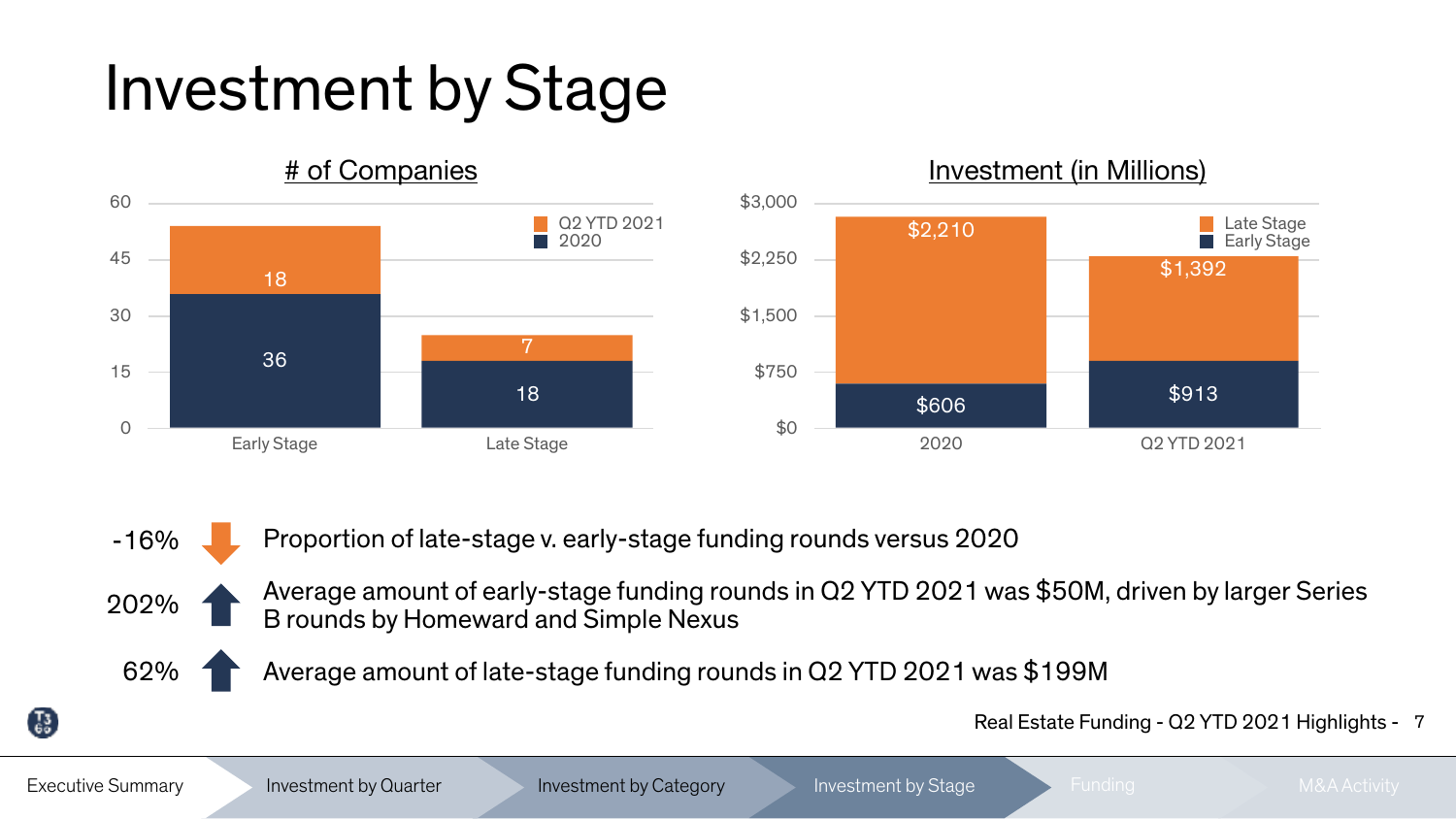# Investment by Stage

## # of Companies

| | Early Stage | Late Stage |
|---|---|---|
| Q2 YTD 2021 | 18 | 7 |
| 2020 | 36 | 18 |

## Investment (in Millions)

| | 2020 | Q2 YTD 2021 |
|---|---|---|
| Late Stage | $2,210 | $1,392 |
| Early Stage | $606 | $913 |

- **-16%** ↓ Proportion of late-stage v. early-stage funding rounds versus 2020
- **202%** ↑ Average amount of early-stage funding rounds in Q2 YTD 2021 was $50M, driven by larger Series B rounds by Homeward and Simple Nexus
- **62%** ↑ Average amount of late-stage funding rounds in Q2 YTD 2021 was $199M

Executive Summary | Investment by Quarter | Investment by Category | Investment by Stage | Funding | M&A Activity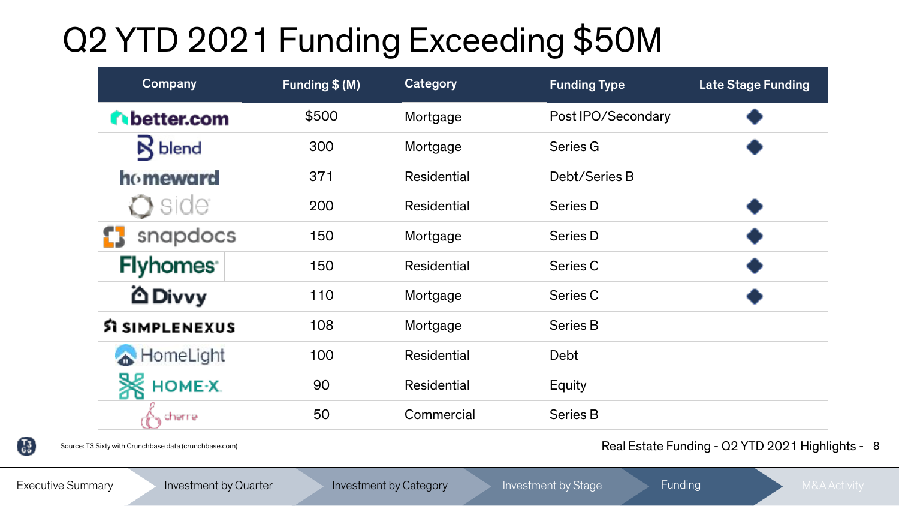# Q2 YTD 2021 Funding Exceeding $50M

| Company | Funding $ (M) | Category | Funding Type | Late Stage Funding |
|---|---|---|---|---|
| better.com | $500 | Mortgage | Post IPO/Secondary | ◆ |
| blend | 300 | Mortgage | Series G | ◆ |
| homeward | 371 | Residential | Debt/Series B | |
| side | 200 | Residential | Series D | ◆ |
| snapdocs | 150 | Mortgage | Series D | ◆ |
| Flyhomes | 150 | Residential | Series C | ◆ |
| Divvy | 110 | Mortgage | Series C | ◆ |
| SIMPLENEXUS | 108 | Mortgage | Series B | |
| HomeLight | 100 | Residential | Debt | |
| HOME-X | 90 | Residential | Equity | |
| cherre | 50 | Commercial | Series B | |

Source: T3 Sixty with Crunchbase data (crunchbase.com)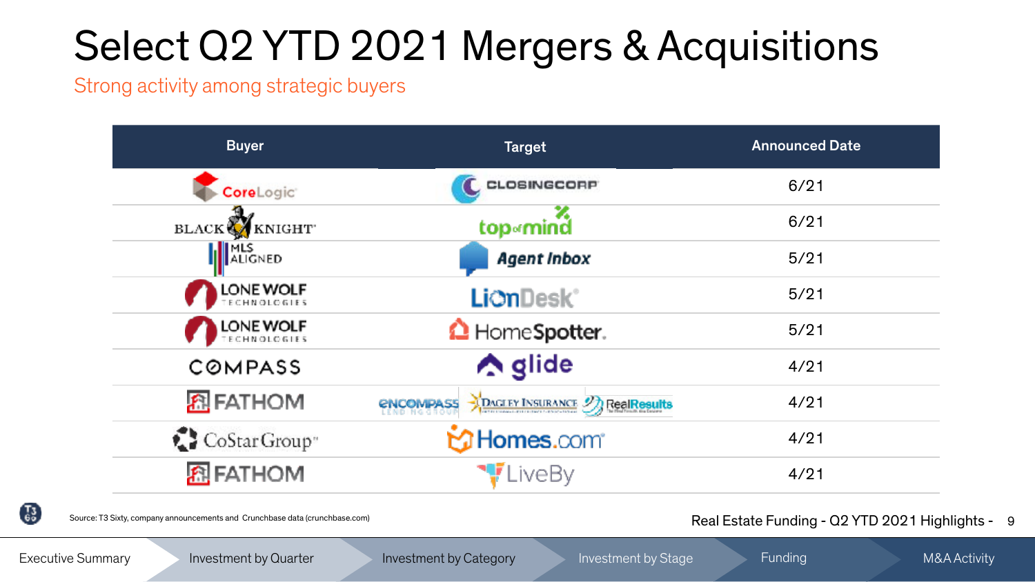# Select Q2 YTD 2021 Mergers & Acquisitions

Strong activity among strategic buyers

| Buyer | Target | Announced Date |
|---|---|---|
| CoreLogic | ClosingCorp | 6/21 |
| Black Knight | top of mind | 6/21 |
| MLS Aligned | Agent Inbox | 5/21 |
| Lone Wolf Technologies | LionDesk | 5/21 |
| Lone Wolf Technologies | HomeSpotter | 5/21 |
| Compass | glide | 4/21 |
| Fathom | Encompass Lending Group, Dagley Insurance, RealResults | 4/21 |
| CoStar Group | Homes.com | 4/21 |
| Fathom | LiveBy | 4/21 |

Source: T3 Sixty, company announcements and Crunchbase data (crunchbase.com)

Real Estate Funding - Q2 YTD 2021 Highlights

Executive Summary | Investment by Quarter | Investment by Category | Investment by Stage | Funding | M&A Activity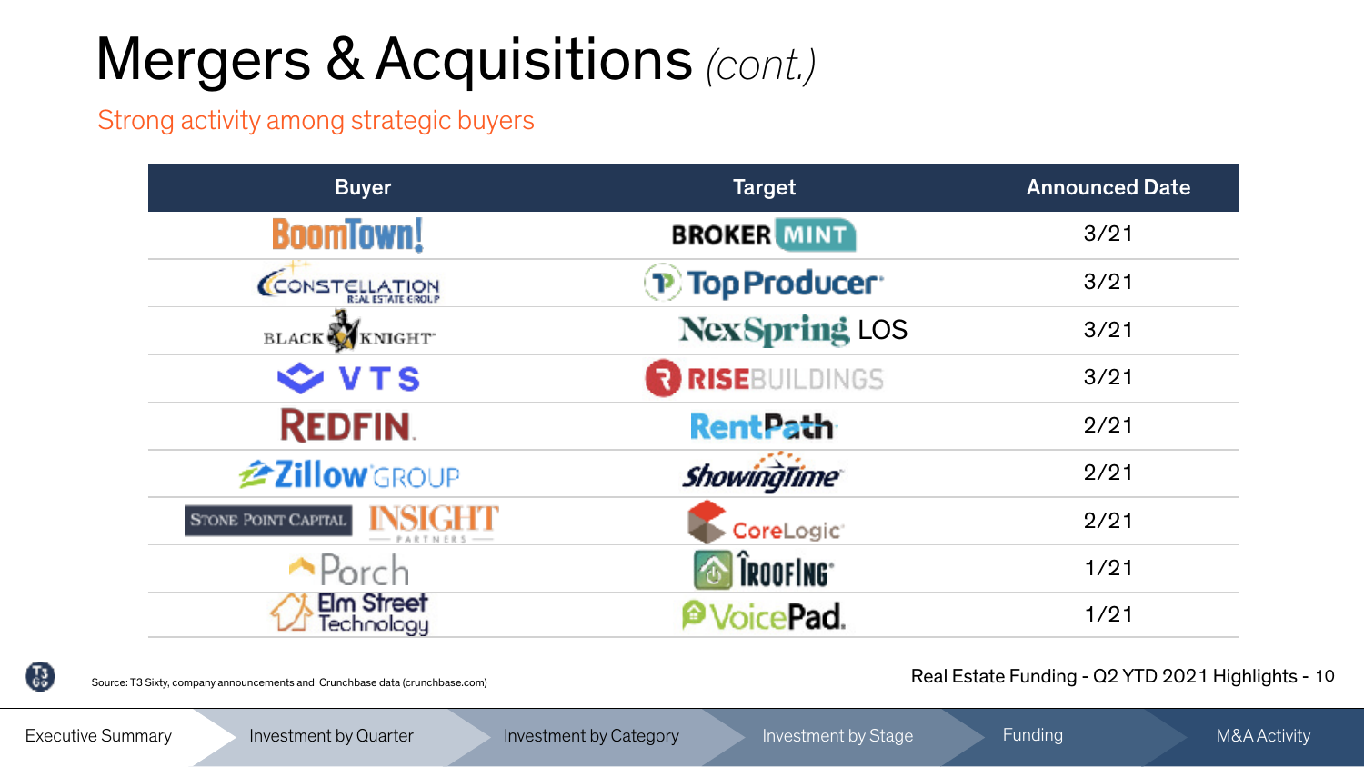# Mergers & Acquisitions *(cont.)*

Strong activity among strategic buyers

| Buyer | Target | Announced Date |
|---|---|---|
| BoomTown! | BROKER MINT | 3/21 |
| Constellation Real Estate Group | Top Producer | 3/21 |
| Black Knight | NexSpring LOS | 3/21 |
| VTS | RISE BUILDINGS | 3/21 |
| REDFIN | RentPath | 2/21 |
| Zillow Group | ShowingTime | 2/21 |
| Stone Point Capital, Insight Partners | CoreLogic | 2/21 |
| Porch | iRoofing | 1/21 |
| Elm Street Technology | VoicePad | 1/21 |

Source: T3 Sixty, company announcements and Crunchbase data (crunchbase.com)

Real Estate Funding - Q2 YTD 2021 Highlights

Executive Summary | Investment by Quarter | Investment by Category | Investment by Stage | Funding | M&A Activity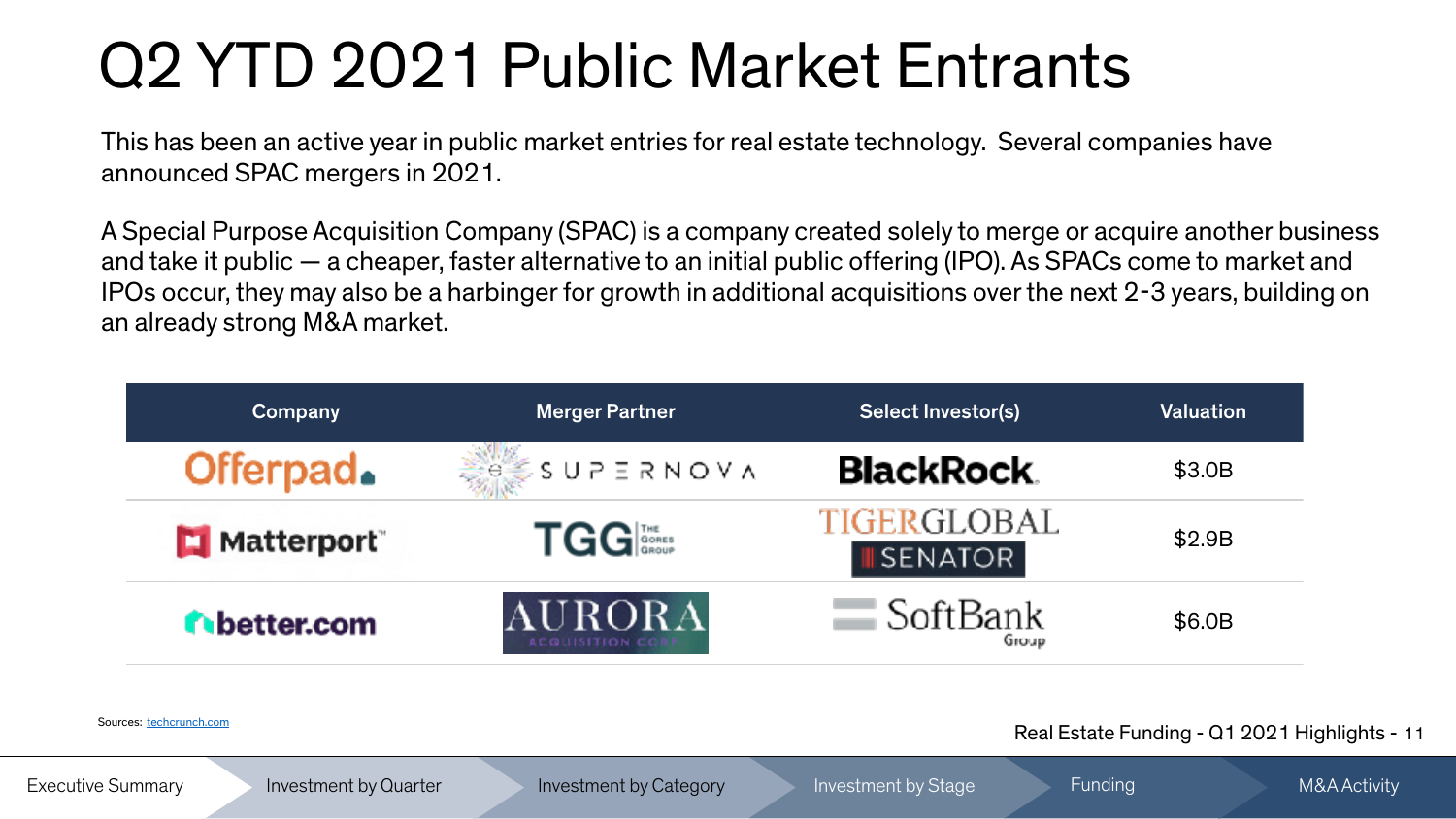# Q2 YTD 2021 Public Market Entrants

This has been an active year in public market entries for real estate technology. Several companies have announced SPAC mergers in 2021.

A Special Purpose Acquisition Company (SPAC) is a company created solely to merge or acquire another business and take it public — a cheaper, faster alternative to an initial public offering (IPO). As SPACs come to market and IPOs occur, they may also be a harbinger for growth in additional acquisitions over the next 2-3 years, building on an already strong M&A market.

| Company | Merger Partner | Select Investor(s) | Valuation |
|---|---|---|---|
| Offerpad | Supernova | BlackRock | $3.0B |
| Matterport | TGG (The Gores Group) | Tiger Global, Senator | $2.9B |
| better.com | Aurora Acquisition Corp | SoftBank Group | $6.0B |

Sources: techcrunch.com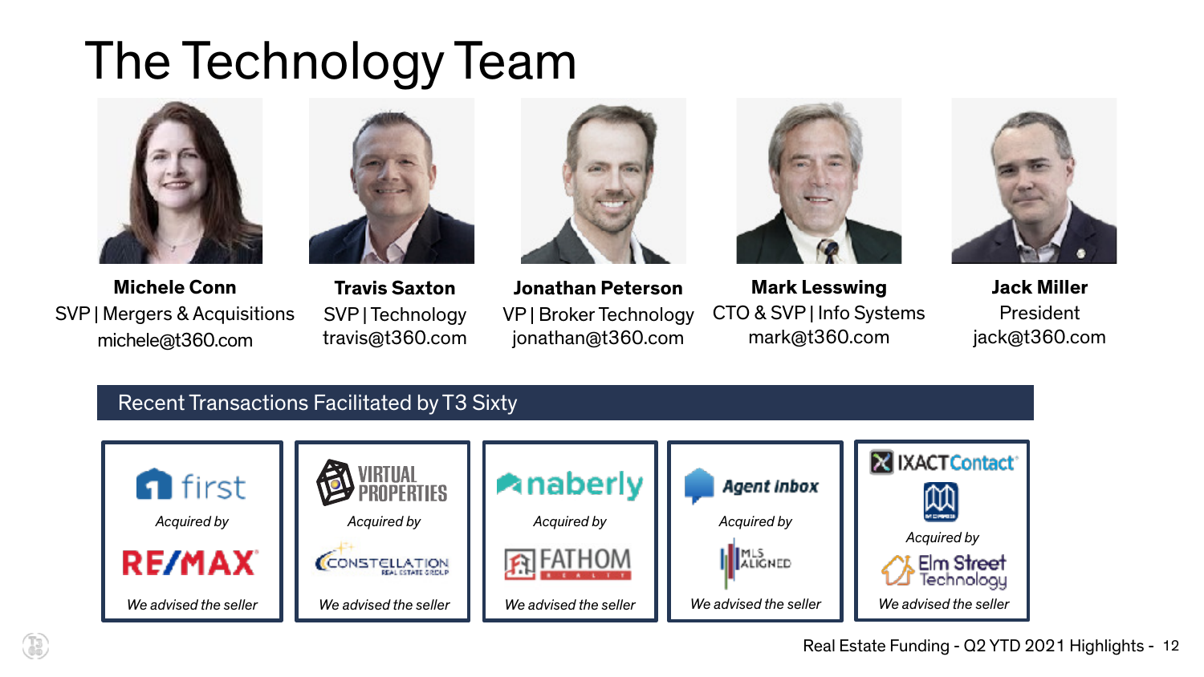# The Technology Team

**Michele Conn**
SVP | Mergers & Acquisitions
michele@t360.com

**Travis Saxton**
SVP | Technology
travis@t360.com

**Jonathan Peterson**
VP | Broker Technology
jonathan@t360.com

**Mark Lesswing**
CTO & SVP | Info Systems
mark@t360.com

**Jack Miller**
President
jack@t360.com

## Recent Transactions Facilitated by T3 Sixty

| first | VIRTUAL PROPERTIES | naberly | Agent Inbox | IXACTContact |
|---|---|---|---|---|
| *Acquired by* | *Acquired by* | *Acquired by* | *Acquired by* | *Acquired by* |
| RE/MAX | CONSTELLATION REAL ESTATE GROUP | FATHOM REALTY | MLS ALIGNED | Elm Street Technology |
| *We advised the seller* | *We advised the seller* | *We advised the seller* | *We advised the seller* | *We advised the seller* |

Real Estate Funding - Q2 YTD 2021 Highlights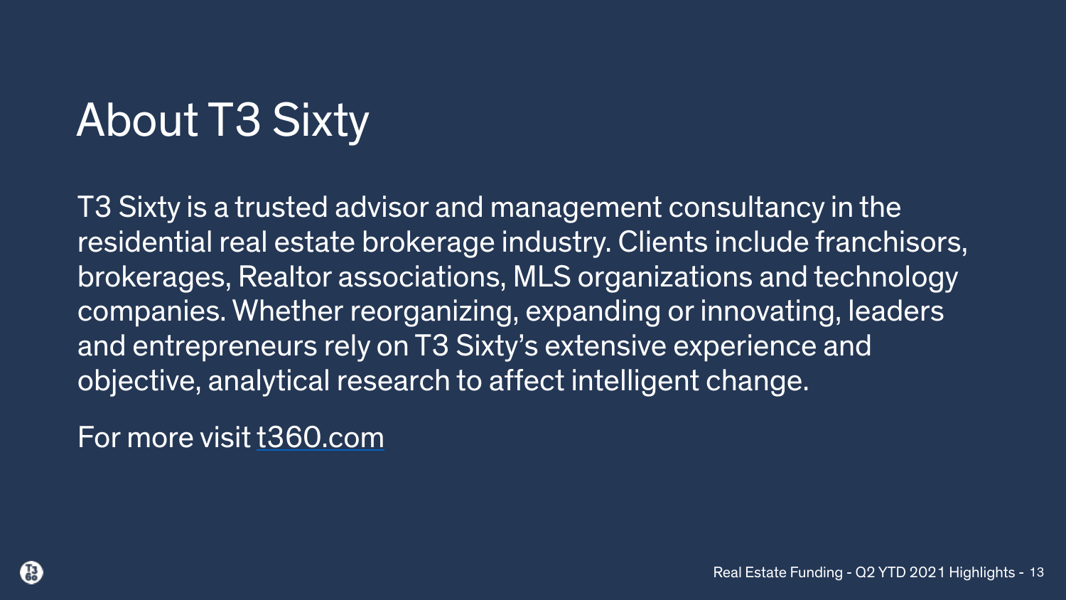# About T3 Sixty

T3 Sixty is a trusted advisor and management consultancy in the residential real estate brokerage industry. Clients include franchisors, brokerages, Realtor associations, MLS organizations and technology companies. Whether reorganizing, expanding or innovating, leaders and entrepreneurs rely on T3 Sixty's extensive experience and objective, analytical research to affect intelligent change.

For more visit t360.com